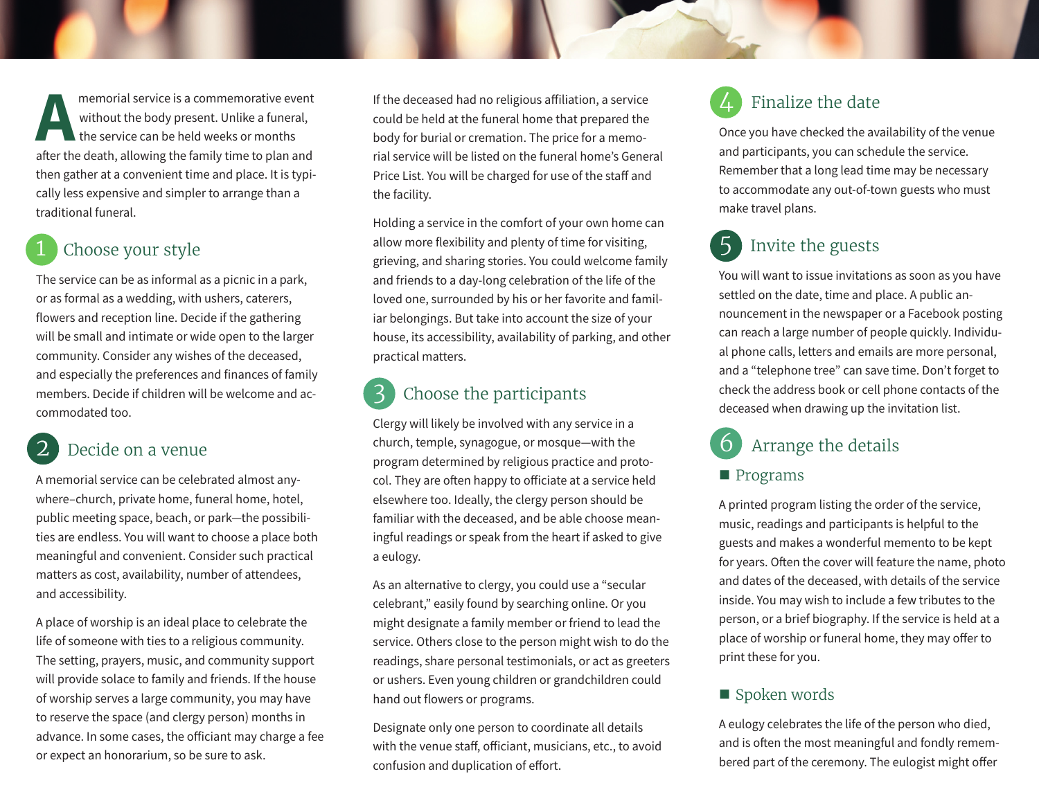A memorial service is a commemorative event without the body present. Unlike a funeral, the service can be held weeks or months after the death, allowing the family time to plan and then gather at a convenient time and place. It is typically less expensive and simpler to arrange than a traditional funeral.

## 1 Choose your style

The service can be as informal as a picnic in a park, or as formal as a wedding, with ushers, caterers, flowers and reception line. Decide if the gathering will be small and intimate or wide open to the larger community. Consider any wishes of the deceased, and especially the preferences and finances of family members. Decide if children will be welcome and accommodated too.

## 2 Decide on a venue

A memorial service can be celebrated almost anywhere–church, private home, funeral home, hotel, public meeting space, beach, or park—the possibilities are endless. You will want to choose a place both meaningful and convenient. Consider such practical matters as cost, availability, number of attendees, and accessibility.

A place of worship is an ideal place to celebrate the life of someone with ties to a religious community. The setting, prayers, music, and community support will provide solace to family and friends. If the house of worship serves a large community, you may have to reserve the space (and clergy person) months in advance. In some cases, the officiant may charge a fee or expect an honorarium, so be sure to ask.

If the deceased had no religious affiliation, a service could be held at the funeral home that prepared the body for burial or cremation. The price for a memorial service will be listed on the funeral home's General Price List. You will be charged for use of the staff and the facility.

Holding a service in the comfort of your own home can allow more flexibility and plenty of time for visiting, grieving, and sharing stories. You could welcome family and friends to a day-long celebration of the life of the loved one, surrounded by his or her favorite and familiar belongings. But take into account the size of your house, its accessibility, availability of parking, and other practical matters.

## 3 Choose the participants

Clergy will likely be involved with any service in a church, temple, synagogue, or mosque—with the program determined by religious practice and protocol. They are often happy to officiate at a service held elsewhere too. Ideally, the clergy person should be familiar with the deceased, and be able choose meaningful readings or speak from the heart if asked to give a eulogy.

As an alternative to clergy, you could use a "secular celebrant," easily found by searching online. Or you might designate a family member or friend to lead the service. Others close to the person might wish to do the readings, share personal testimonials, or act as greeters or ushers. Even young children or grandchildren could hand out flowers or programs.

Designate only one person to coordinate all details with the venue staff, officiant, musicians, etc., to avoid confusion and duplication of effort.

## 4 Finalize the date

Once you have checked the availability of the venue and participants, you can schedule the service. Remember that a long lead time may be necessary to accommodate any out-of-town guests who must make travel plans.

## 5 Invite the guests

You will want to issue invitations as soon as you have settled on the date, time and place. A public announcement in the newspaper or a Facebook posting can reach a large number of people quickly. Individual phone calls, letters and emails are more personal, and a "telephone tree" can save time. Don't forget to check the address book or cell phone contacts of the deceased when drawing up the invitation list.

## 6 Arrange the details

### ■ Programs

A printed program listing the order of the service, music, readings and participants is helpful to the guests and makes a wonderful memento to be kept for years. Often the cover will feature the name, photo and dates of the deceased, with details of the service inside. You may wish to include a few tributes to the person, or a brief biography. If the service is held at a place of worship or funeral home, they may offer to print these for you.

### ■ Spoken words

A eulogy celebrates the life of the person who died, and is often the most meaningful and fondly remembered part of the ceremony. The eulogist might offer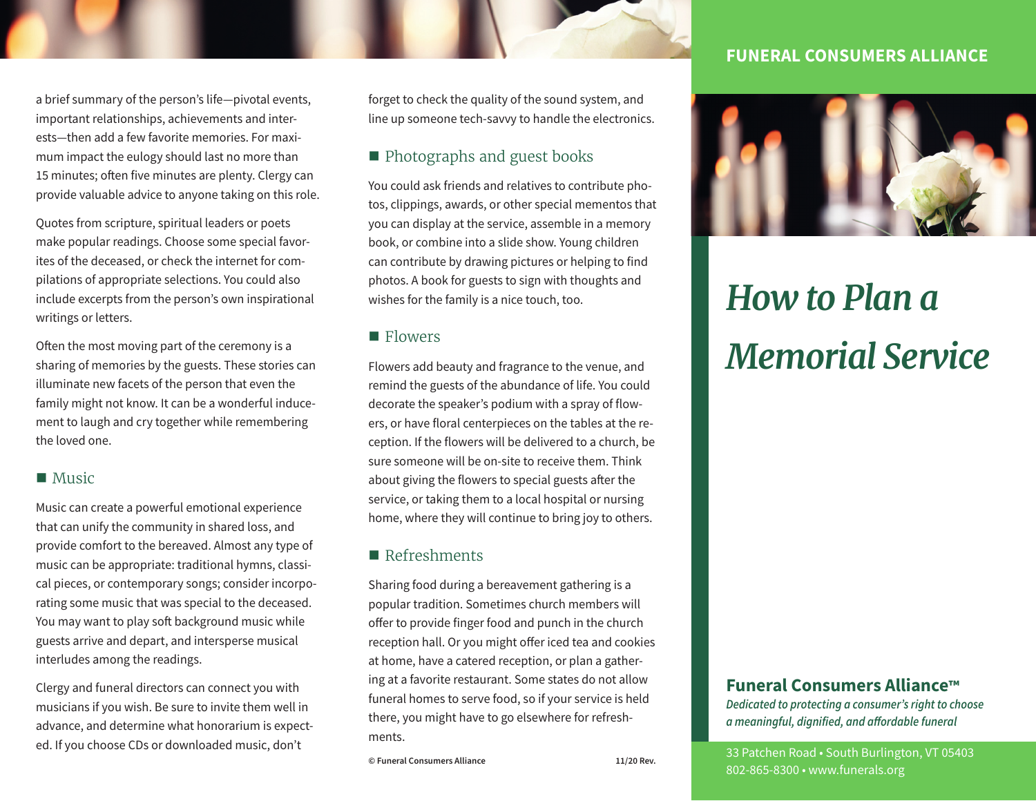a brief summary of the person's life—pivotal events, important relationships, achievements and interests—then add a few favorite memories. For maximum impact the eulogy should last no more than 15 minutes; often five minutes are plenty. Clergy can provide valuable advice to anyone taking on this role.

Quotes from scripture, spiritual leaders or poets make popular readings. Choose some special favorites of the deceased, or check the internet for compilations of appropriate selections. You could also include excerpts from the person's own inspirational writings or letters.

Often the most moving part of the ceremony is a sharing of memories by the guests. These stories can illuminate new facets of the person that even the family might not know. It can be a wonderful inducement to laugh and cry together while remembering the loved one.

## Music

Music can create a powerful emotional experience that can unify the community in shared loss, and provide comfort to the bereaved. Almost any type of music can be appropriate: traditional hymns, classical pieces, or contemporary songs; consider incorporating some music that was special to the deceased. You may want to play soft background music while guests arrive and depart, and intersperse musical interludes among the readings.

Clergy and funeral directors can connect you with musicians if you wish. Be sure to invite them well in advance, and determine what honorarium is expected. If you choose CDs or downloaded music, don't forget to check the quality of the sound system, and line up someone tech-savvy to handle the electronics.

## Photographs and guest books

You could ask friends and relatives to contribute photos, clippings, awards, or other special mementos that you can display at the service, assemble in a memory book, or combine into a slide show. Young children can contribute by drawing pictures or helping to find photos. A book for guests to sign with thoughts and wishes for the family is a nice touch, too.

## Flowers

Flowers add beauty and fragrance to the venue, and remind the guests of the abundance of life. You could decorate the speaker's podium with a spray of flowers, or have floral centerpieces on the tables at the reception. If the flowers will be delivered to a church, be sure someone will be on-site to receive them. Think about giving the flowers to special guests after the service, or taking them to a local hospital or nursing home, where they will continue to bring joy to others.

## Refreshments

Sharing food during a bereavement gathering is a popular tradition. Sometimes church members will offer to provide finger food and punch in the church reception hall. Or you might offer iced tea and cookies at home, have a catered reception, or plan a gathering at a favorite restaurant. Some states do not allow funeral homes to serve food, so if your service is held there, you might have to go elsewhere for refreshments.

© Funeral Consumers Alliance 11/20 Rev.

**FUNERAL CONSUMERS ALLIANCE**

# *How to Plan a Memorial Service*

**Funeral Consumers Alliance™**

***Dedicated to protecting a consumer's right to choose a meaningful, dignified, and affordable funeral***

33 Patchen Road • South Burlington, VT 05403
802-865-8300 • www.funerals.org